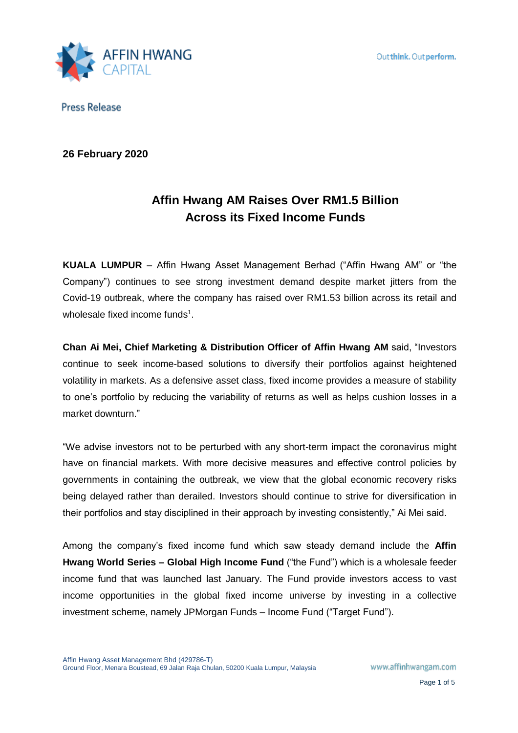Press Release

**26 February 2020**

# Affin Hwang AM Raises Over RM1.5 Billion Across its Fixed Income Funds

**KUALA LUMPUR** – Affin Hwang Asset Management Berhad ("Affin Hwang AM" or "the Company") continues to see strong investment demand despite market jitters from the Covid-19 outbreak, where the company has raised over RM1.53 billion across its retail and wholesale fixed income funds[1].

**Chan Ai Mei, Chief Marketing & Distribution Officer of Affin Hwang AM** said, "Investors continue to seek income-based solutions to diversify their portfolios against heightened volatility in markets. As a defensive asset class, fixed income provides a measure of stability to one's portfolio by reducing the variability of returns as well as helps cushion losses in a market downturn."

"We advise investors not to be perturbed with any short-term impact the coronavirus might have on financial markets. With more decisive measures and effective control policies by governments in containing the outbreak, we view that the global economic recovery risks being delayed rather than derailed. Investors should continue to strive for diversification in their portfolios and stay disciplined in their approach by investing consistently," Ai Mei said.

Among the company's fixed income fund which saw steady demand include the **Affin Hwang World Series – Global High Income Fund** ("the Fund") which is a wholesale feeder income fund that was launched last January. The Fund provide investors access to vast income opportunities in the global fixed income universe by investing in a collective investment scheme, namely JPMorgan Funds – Income Fund ("Target Fund").

Affin Hwang Asset Management Bhd (429786-T)
Ground Floor, Menara Boustead, 69 Jalan Raja Chulan, 50200 Kuala Lumpur, Malaysia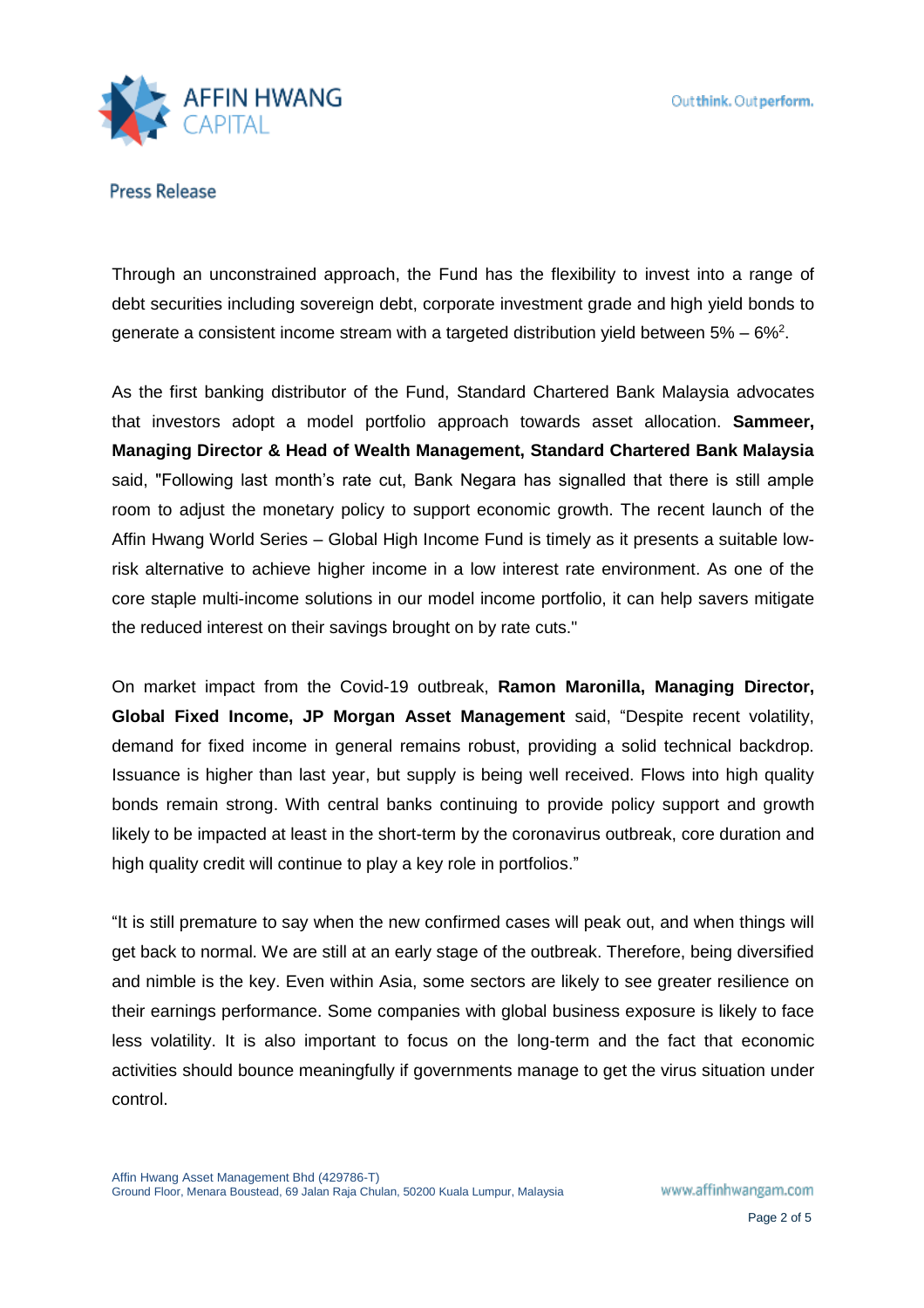Through an unconstrained approach, the Fund has the flexibility to invest into a range of debt securities including sovereign debt, corporate investment grade and high yield bonds to generate a consistent income stream with a targeted distribution yield between 5% – 6%[2].

As the first banking distributor of the Fund, Standard Chartered Bank Malaysia advocates that investors adopt a model portfolio approach towards asset allocation. **Sammeer, Managing Director & Head of Wealth Management, Standard Chartered Bank Malaysia** said, "Following last month's rate cut, Bank Negara has signalled that there is still ample room to adjust the monetary policy to support economic growth. The recent launch of the Affin Hwang World Series – Global High Income Fund is timely as it presents a suitable low-risk alternative to achieve higher income in a low interest rate environment. As one of the core staple multi-income solutions in our model income portfolio, it can help savers mitigate the reduced interest on their savings brought on by rate cuts."

On market impact from the Covid-19 outbreak, **Ramon Maronilla, Managing Director, Global Fixed Income, JP Morgan Asset Management** said, "Despite recent volatility, demand for fixed income in general remains robust, providing a solid technical backdrop. Issuance is higher than last year, but supply is being well received. Flows into high quality bonds remain strong. With central banks continuing to provide policy support and growth likely to be impacted at least in the short-term by the coronavirus outbreak, core duration and high quality credit will continue to play a key role in portfolios."

"It is still premature to say when the new confirmed cases will peak out, and when things will get back to normal. We are still at an early stage of the outbreak. Therefore, being diversified and nimble is the key. Even within Asia, some sectors are likely to see greater resilience on their earnings performance. Some companies with global business exposure is likely to face less volatility. It is also important to focus on the long-term and the fact that economic activities should bounce meaningfully if governments manage to get the virus situation under control.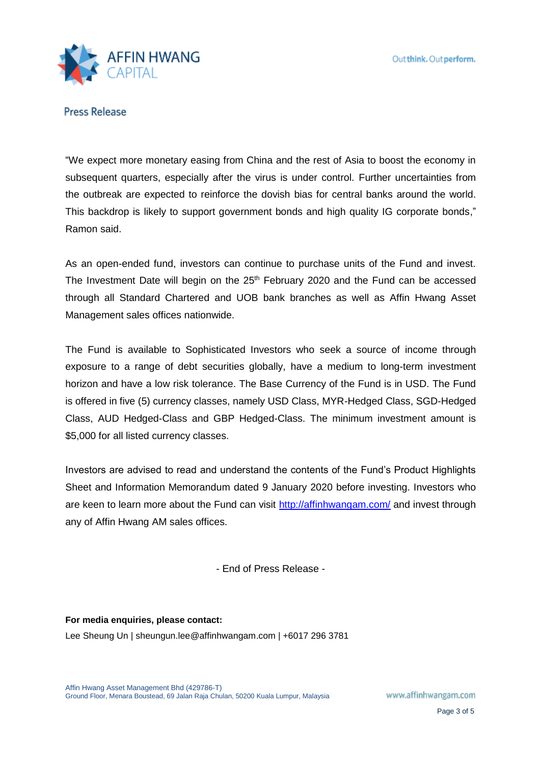"We expect more monetary easing from China and the rest of Asia to boost the economy in subsequent quarters, especially after the virus is under control. Further uncertainties from the outbreak are expected to reinforce the dovish bias for central banks around the world. This backdrop is likely to support government bonds and high quality IG corporate bonds," Ramon said.

As an open-ended fund, investors can continue to purchase units of the Fund and invest. The Investment Date will begin on the 25th February 2020 and the Fund can be accessed through all Standard Chartered and UOB bank branches as well as Affin Hwang Asset Management sales offices nationwide.

The Fund is available to Sophisticated Investors who seek a source of income through exposure to a range of debt securities globally, have a medium to long-term investment horizon and have a low risk tolerance. The Base Currency of the Fund is in USD. The Fund is offered in five (5) currency classes, namely USD Class, MYR-Hedged Class, SGD-Hedged Class, AUD Hedged-Class and GBP Hedged-Class. The minimum investment amount is $5,000 for all listed currency classes.

Investors are advised to read and understand the contents of the Fund's Product Highlights Sheet and Information Memorandum dated 9 January 2020 before investing. Investors who are keen to learn more about the Fund can visit http://affinhwangam.com/ and invest through any of Affin Hwang AM sales offices.

- End of Press Release -

**For media enquiries, please contact:**

Lee Sheung Un | sheungun.lee@affinhwangam.com | +6017 296 3781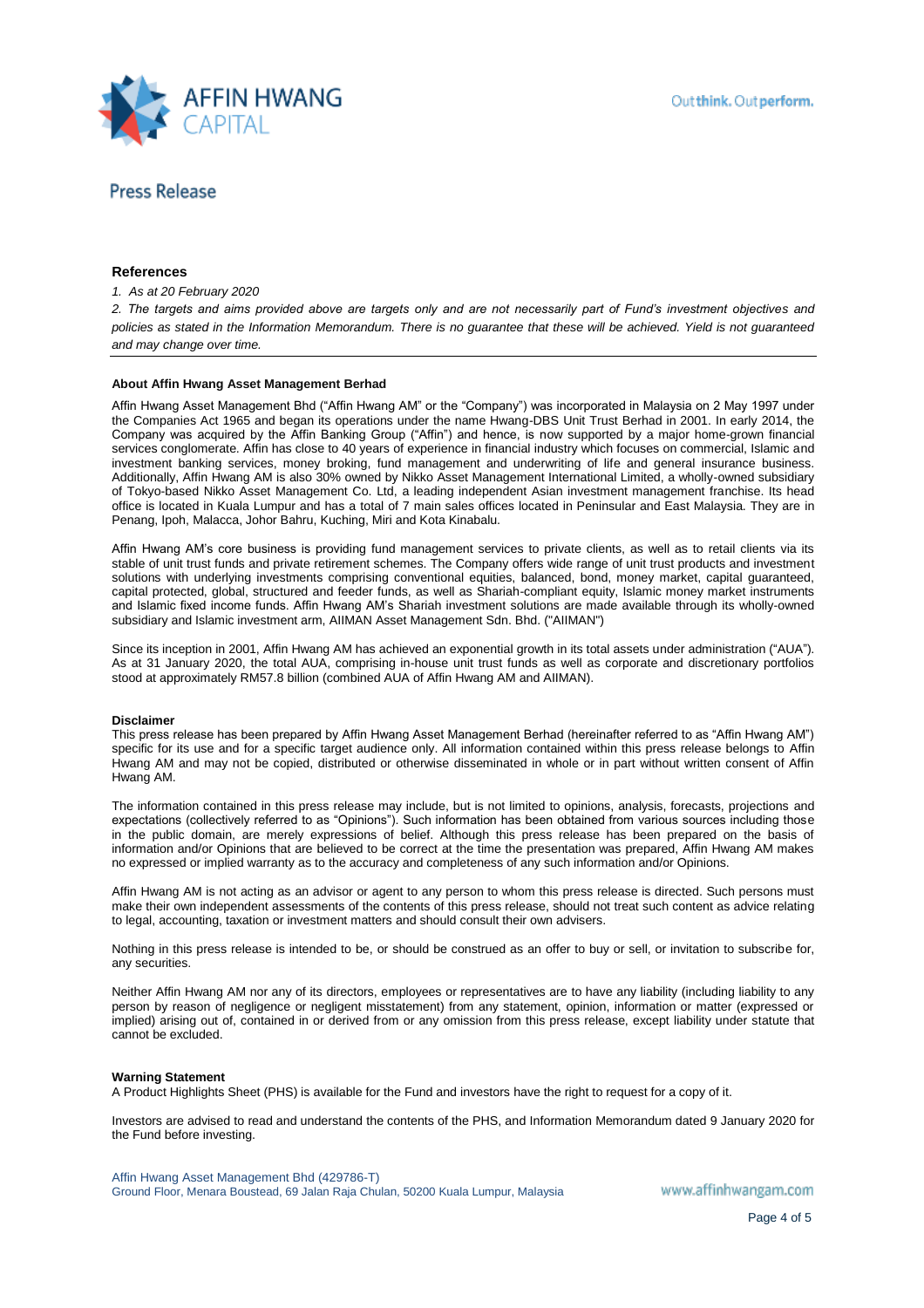Press Release

## References

*1. As at 20 February 2020*

*2. The targets and aims provided above are targets only and are not necessarily part of Fund's investment objectives and policies as stated in the Information Memorandum. There is no guarantee that these will be achieved. Yield is not guaranteed and may change over time.*

---

**About Affin Hwang Asset Management Berhad**

Affin Hwang Asset Management Bhd ("Affin Hwang AM" or the "Company") was incorporated in Malaysia on 2 May 1997 under the Companies Act 1965 and began its operations under the name Hwang-DBS Unit Trust Berhad in 2001. In early 2014, the Company was acquired by the Affin Banking Group ("Affin") and hence, is now supported by a major home-grown financial services conglomerate. Affin has close to 40 years of experience in financial industry which focuses on commercial, Islamic and investment banking services, money broking, fund management and underwriting of life and general insurance business. Additionally, Affin Hwang AM is also 30% owned by Nikko Asset Management International Limited, a wholly-owned subsidiary of Tokyo-based Nikko Asset Management Co. Ltd, a leading independent Asian investment management franchise. Its head office is located in Kuala Lumpur and has a total of 7 main sales offices located in Peninsular and East Malaysia. They are in Penang, Ipoh, Malacca, Johor Bahru, Kuching, Miri and Kota Kinabalu.

Affin Hwang AM's core business is providing fund management services to private clients, as well as to retail clients via its stable of unit trust funds and private retirement schemes. The Company offers wide range of unit trust products and investment solutions with underlying investments comprising conventional equities, balanced, bond, money market, capital guaranteed, capital protected, global, structured and feeder funds, as well as Shariah-compliant equity, Islamic money market instruments and Islamic fixed income funds. Affin Hwang AM's Shariah investment solutions are made available through its wholly-owned subsidiary and Islamic investment arm, AIIMAN Asset Management Sdn. Bhd. ("AIIMAN")

Since its inception in 2001, Affin Hwang AM has achieved an exponential growth in its total assets under administration ("AUA"). As at 31 January 2020, the total AUA, comprising in-house unit trust funds as well as corporate and discretionary portfolios stood at approximately RM57.8 billion (combined AUA of Affin Hwang AM and AIIMAN).

**Disclaimer**

This press release has been prepared by Affin Hwang Asset Management Berhad (hereinafter referred to as "Affin Hwang AM") specific for its use and for a specific target audience only. All information contained within this press release belongs to Affin Hwang AM and may not be copied, distributed or otherwise disseminated in whole or in part without written consent of Affin Hwang AM.

The information contained in this press release may include, but is not limited to opinions, analysis, forecasts, projections and expectations (collectively referred to as "Opinions"). Such information has been obtained from various sources including those in the public domain, are merely expressions of belief. Although this press release has been prepared on the basis of information and/or Opinions that are believed to be correct at the time the presentation was prepared, Affin Hwang AM makes no expressed or implied warranty as to the accuracy and completeness of any such information and/or Opinions.

Affin Hwang AM is not acting as an advisor or agent to any person to whom this press release is directed. Such persons must make their own independent assessments of the contents of this press release, should not treat such content as advice relating to legal, accounting, taxation or investment matters and should consult their own advisers.

Nothing in this press release is intended to be, or should be construed as an offer to buy or sell, or invitation to subscribe for, any securities.

Neither Affin Hwang AM nor any of its directors, employees or representatives are to have any liability (including liability to any person by reason of negligence or negligent misstatement) from any statement, opinion, information or matter (expressed or implied) arising out of, contained in or derived from or any omission from this press release, except liability under statute that cannot be excluded.

**Warning Statement**

A Product Highlights Sheet (PHS) is available for the Fund and investors have the right to request for a copy of it.

Investors are advised to read and understand the contents of the PHS, and Information Memorandum dated 9 January 2020 for the Fund before investing.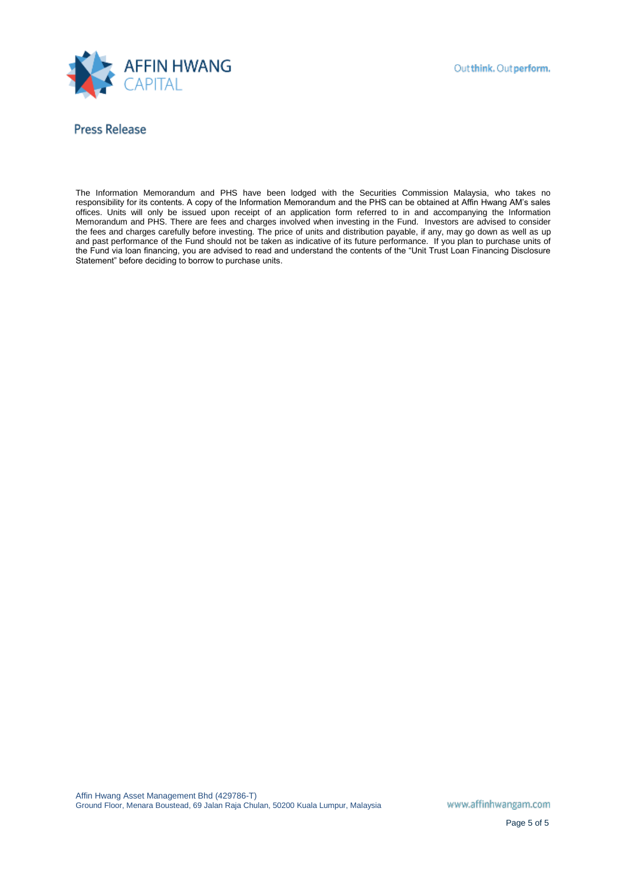The Information Memorandum and PHS have been lodged with the Securities Commission Malaysia, who takes no responsibility for its contents. A copy of the Information Memorandum and the PHS can be obtained at Affin Hwang AM's sales offices. Units will only be issued upon receipt of an application form referred to in and accompanying the Information Memorandum and PHS. There are fees and charges involved when investing in the Fund. Investors are advised to consider the fees and charges carefully before investing. The price of units and distribution payable, if any, may go down as well as up and past performance of the Fund should not be taken as indicative of its future performance. If you plan to purchase units of the Fund via loan financing, you are advised to read and understand the contents of the "Unit Trust Loan Financing Disclosure Statement" before deciding to borrow to purchase units.